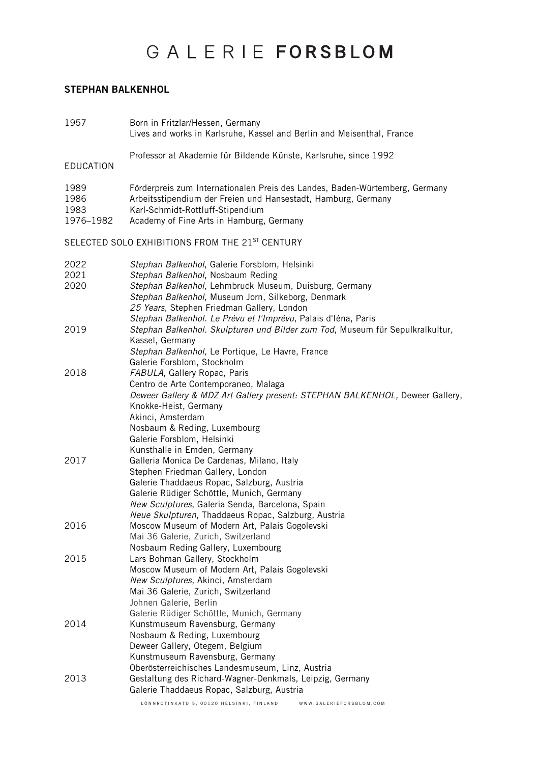# GALERIE **FORSBLOM**

## STEPHAN BALKENHOL

| | |
|---|---|
| 1957 | Born in Fritzlar/Hessen, Germany<br>Lives and works in Karlsruhe, Kassel and Berlin and Meisenthal, France |
| | Professor at Akademie für Bildende Künste, Karlsruhe, since 1992 |

EDUCATION

| | |
|---|---|
| 1989 | Förderpreis zum Internationalen Preis des Landes, Baden-Würtemberg, Germany |
| 1986 | Arbeitsstipendium der Freien und Hansestadt, Hamburg, Germany |
| 1983 | Karl-Schmidt-Rottluff-Stipendium |
| 1976–1982 | Academy of Fine Arts in Hamburg, Germany |

SELECTED SOLO EXHIBITIONS FROM THE 21ST CENTURY

| | |
|---|---|
| 2022 | *Stephan Balkenhol*, Galerie Forsblom, Helsinki |
| 2021 | *Stephan Balkenhol*, Nosbaum Reding |
| 2020 | *Stephan Balkenhol*, Lehmbruck Museum, Duisburg, Germany<br>*Stephan Balkenhol*, Museum Jorn, Silkeborg, Denmark<br>*25 Years*, Stephen Friedman Gallery, London<br>*Stephan Balkenhol. Le Prévu et l'Imprévu*, Palais d'Iéna, Paris |
| 2019 | *Stephan Balkenhol. Skulpturen und Bilder zum Tod*, Museum für Sepulkralkultur, Kassel, Germany<br>*Stephan Balkenhol,* Le Portique, Le Havre, France<br>Galerie Forsblom, Stockholm |
| 2018 | *FABULA*, Gallery Ropac, Paris<br>Centro de Arte Contemporaneo, Malaga<br>*Deweer Gallery & MDZ Art Gallery present: STEPHAN BALKENHOL,* Deweer Gallery, Knokke-Heist, Germany<br>Akinci, Amsterdam<br>Nosbaum & Reding, Luxembourg<br>Galerie Forsblom, Helsinki<br>Kunsthalle in Emden, Germany |
| 2017 | Galleria Monica De Cardenas, Milano, Italy<br>Stephen Friedman Gallery, London<br>Galerie Thaddaeus Ropac, Salzburg, Austria<br>Galerie Rüdiger Schöttle, Munich, Germany<br>*New Sculptures*, Galeria Senda, Barcelona, Spain<br>*Neue Skulpturen*, Thaddaeus Ropac, Salzburg, Austria |
| 2016 | Moscow Museum of Modern Art, Palais Gogolevski<br>Mai 36 Galerie, Zurich, Switzerland<br>Nosbaum Reding Gallery, Luxembourg |
| 2015 | Lars Bohman Gallery, Stockholm<br>Moscow Museum of Modern Art, Palais Gogolevski<br>*New Sculptures*, Akinci, Amsterdam<br>Mai 36 Galerie, Zurich, Switzerland<br>Johnen Galerie, Berlin<br>Galerie Rüdiger Schöttle, Munich, Germany |
| 2014 | Kunstmuseum Ravensburg, Germany<br>Nosbaum & Reding, Luxembourg<br>Deweer Gallery, Otegem, Belgium<br>Kunstmuseum Ravensburg, Germany<br>Oberösterreichisches Landesmuseum, Linz, Austria |
| 2013 | Gestaltung des Richard-Wagner-Denkmals, Leipzig, Germany<br>Galerie Thaddaeus Ropac, Salzburg, Austria |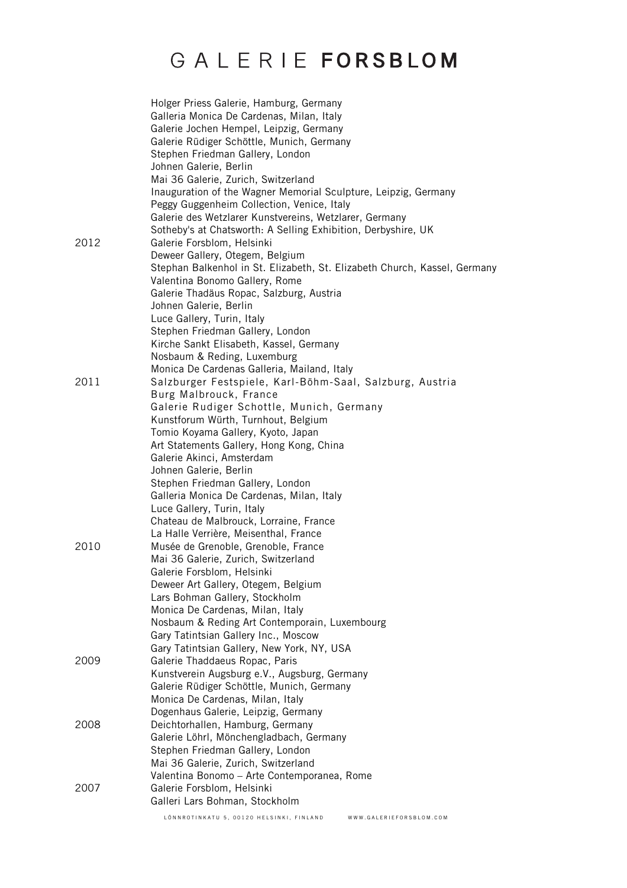Holger Priess Galerie, Hamburg, Germany
Galleria Monica De Cardenas, Milan, Italy
Galerie Jochen Hempel, Leipzig, Germany
Galerie Rüdiger Schöttle, Munich, Germany
Stephen Friedman Gallery, London
Johnen Galerie, Berlin
Mai 36 Galerie, Zurich, Switzerland
Inauguration of the Wagner Memorial Sculpture, Leipzig, Germany
Peggy Guggenheim Collection, Venice, Italy
Galerie des Wetzlarer Kunstvereins, Wetzlarer, Germany
Sotheby's at Chatsworth: A Selling Exhibition, Derbyshire, UK

2012
Galerie Forsblom, Helsinki
Deweer Gallery, Otegem, Belgium
Stephan Balkenhol in St. Elizabeth, St. Elizabeth Church, Kassel, Germany
Valentina Bonomo Gallery, Rome
Galerie Thadäus Ropac, Salzburg, Austria
Johnen Galerie, Berlin
Luce Gallery, Turin, Italy
Stephen Friedman Gallery, London
Kirche Sankt Elisabeth, Kassel, Germany
Nosbaum & Reding, Luxemburg
Monica De Cardenas Galleria, Mailand, Italy

2011
Salzburger Festspiele, Karl-Böhm-Saal, Salzburg, Austria
Burg Malbrouck, France
Galerie Rudiger Schottle, Munich, Germany
Kunstforum Würth, Turnhout, Belgium
Tomio Koyama Gallery, Kyoto, Japan
Art Statements Gallery, Hong Kong, China
Galerie Akinci, Amsterdam
Johnen Galerie, Berlin
Stephen Friedman Gallery, London
Galleria Monica De Cardenas, Milan, Italy
Luce Gallery, Turin, Italy
Chateau de Malbrouck, Lorraine, France
La Halle Verrière, Meisenthal, France

2010
Musée de Grenoble, Grenoble, France
Mai 36 Galerie, Zurich, Switzerland
Galerie Forsblom, Helsinki
Deweer Art Gallery, Otegem, Belgium
Lars Bohman Gallery, Stockholm
Monica De Cardenas, Milan, Italy
Nosbaum & Reding Art Contemporain, Luxembourg
Gary Tatintsian Gallery Inc., Moscow
Gary Tatintsian Gallery, New York, NY, USA

2009
Galerie Thaddaeus Ropac, Paris
Kunstverein Augsburg e.V., Augsburg, Germany
Galerie Rüdiger Schöttle, Munich, Germany
Monica De Cardenas, Milan, Italy
Dogenhaus Galerie, Leipzig, Germany

2008
Deichtorhallen, Hamburg, Germany
Galerie Löhrl, Mönchengladbach, Germany
Stephen Friedman Gallery, London
Mai 36 Galerie, Zurich, Switzerland
Valentina Bonomo – Arte Contemporanea, Rome

2007
Galerie Forsblom, Helsinki
Galleri Lars Bohman, Stockholm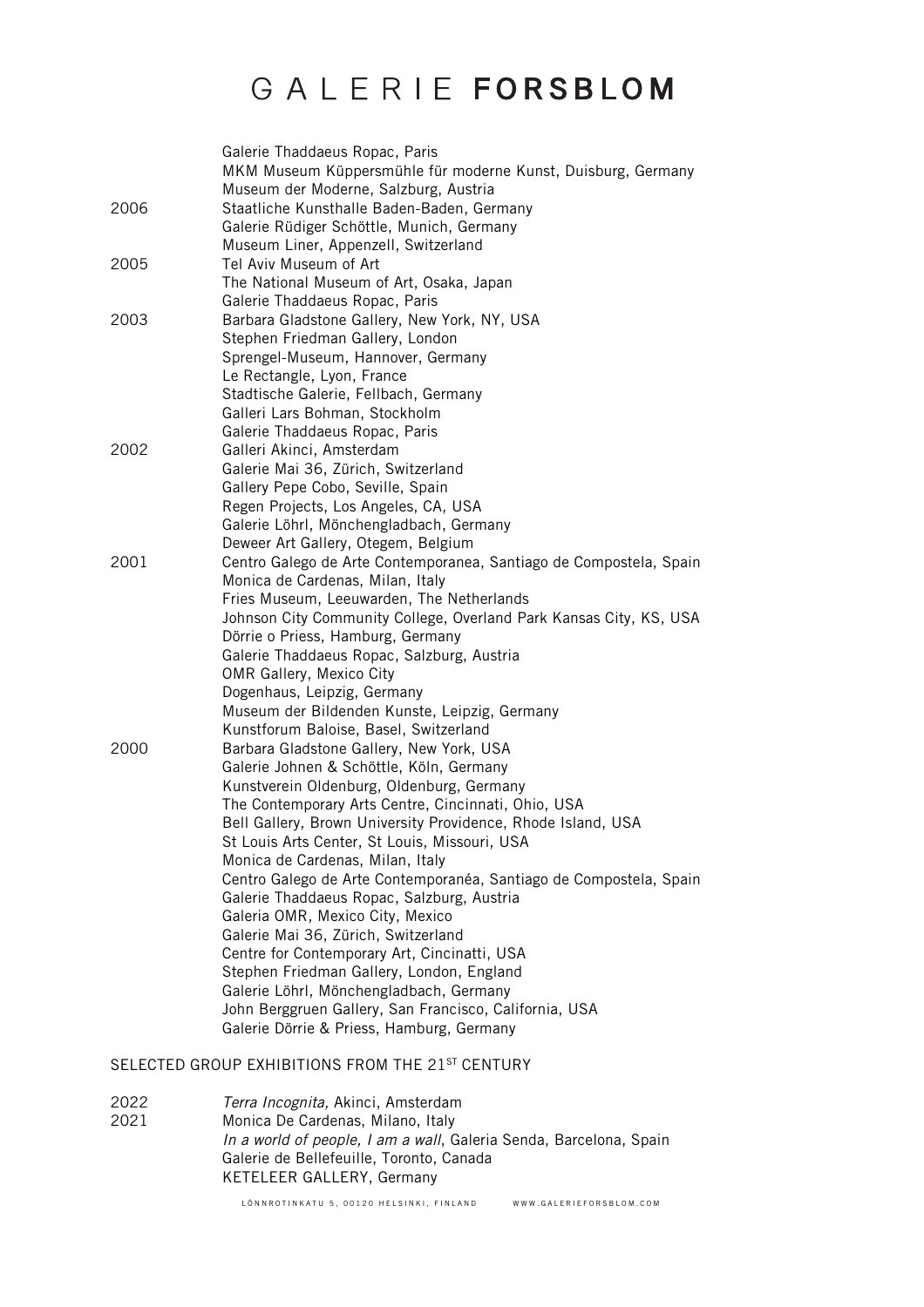| | |
|---|---|
| | Galerie Thaddaeus Ropac, Paris |
| | MKM Museum Küppersmühle für moderne Kunst, Duisburg, Germany |
| | Museum der Moderne, Salzburg, Austria |
| 2006 | Staatliche Kunsthalle Baden-Baden, Germany |
| | Galerie Rüdiger Schöttle, Munich, Germany |
| | Museum Liner, Appenzell, Switzerland |
| 2005 | Tel Aviv Museum of Art |
| | The National Museum of Art, Osaka, Japan |
| | Galerie Thaddaeus Ropac, Paris |
| 2003 | Barbara Gladstone Gallery, New York, NY, USA |
| | Stephen Friedman Gallery, London |
| | Sprengel-Museum, Hannover, Germany |
| | Le Rectangle, Lyon, France |
| | Stadtische Galerie, Fellbach, Germany |
| | Galleri Lars Bohman, Stockholm |
| | Galerie Thaddaeus Ropac, Paris |
| 2002 | Galleri Akinci, Amsterdam |
| | Galerie Mai 36, Zürich, Switzerland |
| | Gallery Pepe Cobo, Seville, Spain |
| | Regen Projects, Los Angeles, CA, USA |
| | Galerie Löhrl, Mönchengladbach, Germany |
| | Deweer Art Gallery, Otegem, Belgium |
| 2001 | Centro Galego de Arte Contemporanea, Santiago de Compostela, Spain |
| | Monica de Cardenas, Milan, Italy |
| | Fries Museum, Leeuwarden, The Netherlands |
| | Johnson City Community College, Overland Park Kansas City, KS, USA |
| | Dörrie o Priess, Hamburg, Germany |
| | Galerie Thaddaeus Ropac, Salzburg, Austria |
| | OMR Gallery, Mexico City |
| | Dogenhaus, Leipzig, Germany |
| | Museum der Bildenden Kunste, Leipzig, Germany |
| | Kunstforum Baloise, Basel, Switzerland |
| 2000 | Barbara Gladstone Gallery, New York, USA |
| | Galerie Johnen & Schöttle, Köln, Germany |
| | Kunstverein Oldenburg, Oldenburg, Germany |
| | The Contemporary Arts Centre, Cincinnati, Ohio, USA |
| | Bell Gallery, Brown University Providence, Rhode Island, USA |
| | St Louis Arts Center, St Louis, Missouri, USA |
| | Monica de Cardenas, Milan, Italy |
| | Centro Galego de Arte Contemporanéa, Santiago de Compostela, Spain |
| | Galerie Thaddaeus Ropac, Salzburg, Austria |
| | Galeria OMR, Mexico City, Mexico |
| | Galerie Mai 36, Zürich, Switzerland |
| | Centre for Contemporary Art, Cincinatti, USA |
| | Stephen Friedman Gallery, London, England |
| | Galerie Löhrl, Mönchengladbach, Germany |
| | John Berggruen Gallery, San Francisco, California, USA |
| | Galerie Dörrie & Priess, Hamburg, Germany |

## SELECTED GROUP EXHIBITIONS FROM THE 21ST CENTURY

| | |
|---|---|
| 2022 | *Terra Incognita,* Akinci, Amsterdam |
| 2021 | Monica De Cardenas, Milano, Italy |
| | *In a world of people, I am a wall*, Galeria Senda, Barcelona, Spain |
| | Galerie de Bellefeuille, Toronto, Canada |
| | KETELEER GALLERY, Germany |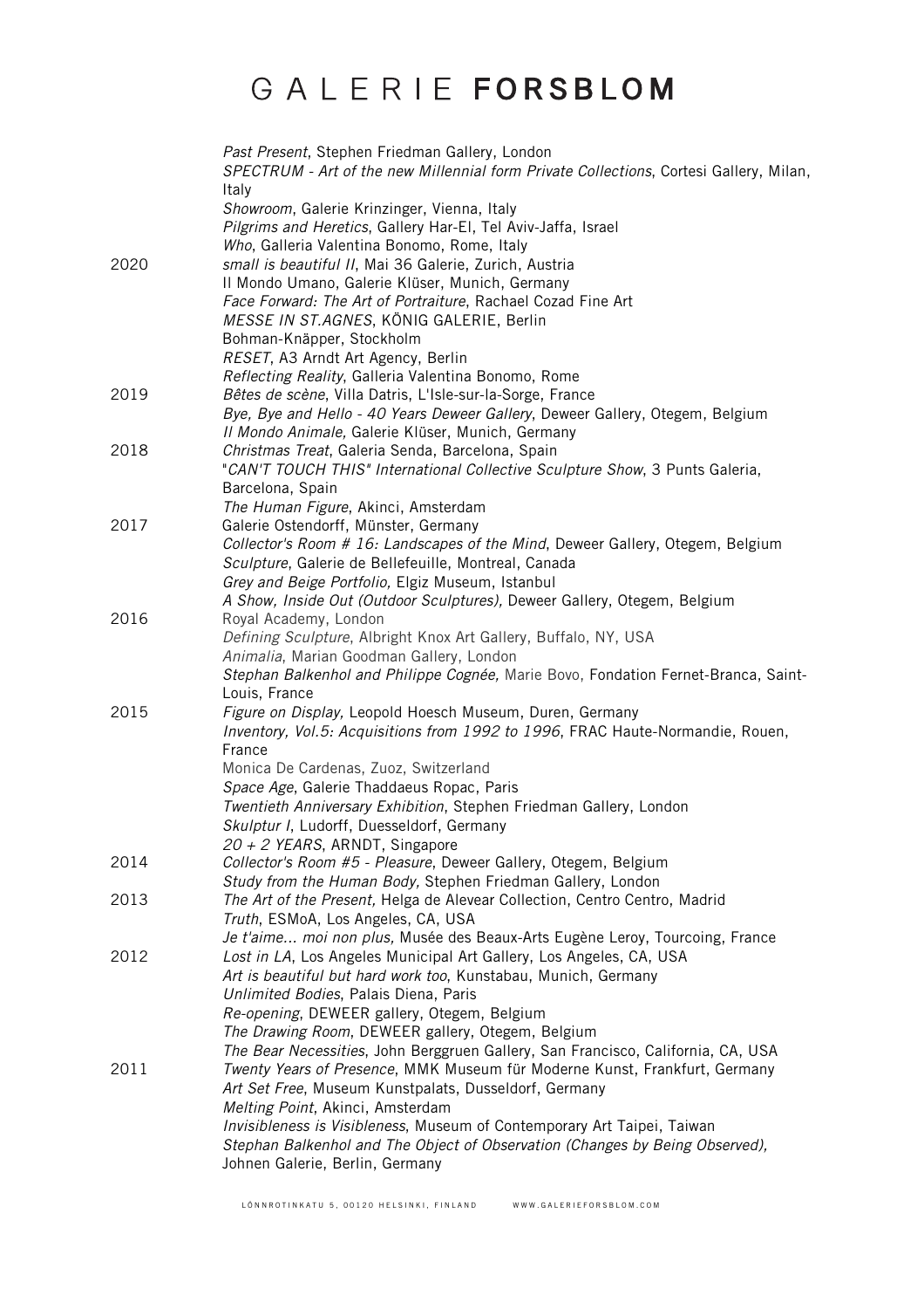| | |
|---|---|
| | *Past Present*, Stephen Friedman Gallery, London |
| | *SPECTRUM - Art of the new Millennial form Private Collections*, Cortesi Gallery, Milan, Italy |
| | *Showroom*, Galerie Krinzinger, Vienna, Italy |
| | *Pilgrims and Heretics*, Gallery Har-El, Tel Aviv-Jaffa, Israel |
| | *Who*, Galleria Valentina Bonomo, Rome, Italy |
| 2020 | *small is beautiful II*, Mai 36 Galerie, Zurich, Austria |
| | Il Mondo Umano, Galerie Klüser, Munich, Germany |
| | *Face Forward: The Art of Portraiture*, Rachael Cozad Fine Art |
| | *MESSE IN ST.AGNES*, KÖNIG GALERIE, Berlin |
| | Bohman-Knäpper, Stockholm |
| | *RESET*, A3 Arndt Art Agency, Berlin |
| | *Reflecting Reality*, Galleria Valentina Bonomo, Rome |
| 2019 | *Bêtes de scène*, Villa Datris, L'Isle-sur-la-Sorge, France |
| | *Bye, Bye and Hello - 40 Years Deweer Gallery*, Deweer Gallery, Otegem, Belgium |
| | *Il Mondo Animale,* Galerie Klüser, Munich, Germany |
| 2018 | *Christmas Treat*, Galeria Senda, Barcelona, Spain |
| | "*CAN'T TOUCH THIS" International Collective Sculpture Show*, 3 Punts Galeria, Barcelona, Spain |
| | *The Human Figure*, Akinci, Amsterdam |
| 2017 | Galerie Ostendorff, Münster, Germany |
| | *Collector's Room # 16: Landscapes of the Mind*, Deweer Gallery, Otegem, Belgium |
| | *Sculpture*, Galerie de Bellefeuille, Montreal, Canada |
| | *Grey and Beige Portfolio,* Elgiz Museum, Istanbul |
| | *A Show, Inside Out (Outdoor Sculptures),* Deweer Gallery, Otegem, Belgium |
| 2016 | Royal Academy, London |
| | *Defining Sculpture*, Albright Knox Art Gallery, Buffalo, NY, USA |
| | *Animalia*, Marian Goodman Gallery, London |
| | *Stephan Balkenhol and Philippe Cognée,* Marie Bovo, Fondation Fernet-Branca, Saint-Louis, France |
| 2015 | *Figure on Display,* Leopold Hoesch Museum, Duren, Germany |
| | *Inventory, Vol.5: Acquisitions from 1992 to 1996*, FRAC Haute-Normandie, Rouen, France |
| | Monica De Cardenas, Zuoz, Switzerland |
| | *Space Age*, Galerie Thaddaeus Ropac, Paris |
| | *Twentieth Anniversary Exhibition*, Stephen Friedman Gallery, London |
| | *Skulptur I*, Ludorff, Duesseldorf, Germany |
| | *20 + 2 YEARS*, ARNDT, Singapore |
| 2014 | *Collector's Room #5 - Pleasure*, Deweer Gallery, Otegem, Belgium |
| | *Study from the Human Body,* Stephen Friedman Gallery, London |
| 2013 | *The Art of the Present,* Helga de Alevear Collection, Centro Centro, Madrid |
| | *Truth*, ESMoA, Los Angeles, CA, USA |
| | *Je t'aime... moi non plus,* Musée des Beaux-Arts Eugène Leroy, Tourcoing, France |
| 2012 | *Lost in LA*, Los Angeles Municipal Art Gallery, Los Angeles, CA, USA |
| | *Art is beautiful but hard work too*, Kunstabau, Munich, Germany |
| | *Unlimited Bodies*, Palais Diena, Paris |
| | *Re-opening*, DEWEER gallery, Otegem, Belgium |
| | *The Drawing Room*, DEWEER gallery, Otegem, Belgium |
| | *The Bear Necessities,* John Berggruen Gallery, San Francisco, California, CA, USA |
| 2011 | *Twenty Years of Presence*, MMK Museum für Moderne Kunst, Frankfurt, Germany |
| | *Art Set Free*, Museum Kunstpalats, Dusseldorf, Germany |
| | *Melting Point*, Akinci, Amsterdam |
| | *Invisibleness is Visibleness*, Museum of Contemporary Art Taipei, Taiwan |
| | *Stephan Balkenhol and The Object of Observation (Changes by Being Observed),* Johnen Galerie, Berlin, Germany |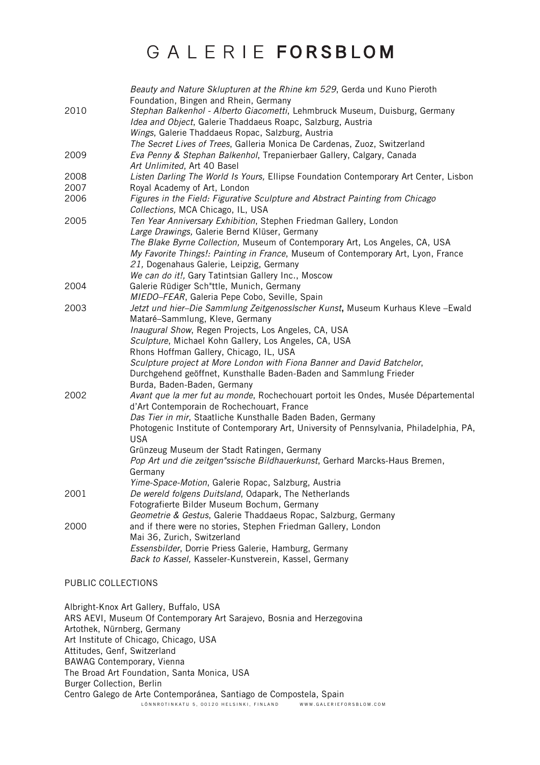| | |
|---|---|
| | *Beauty and Nature Sklupturen at the Rhine km 529*, Gerda und Kuno Pieroth Foundation, Bingen and Rhein, Germany |
| 2010 | *Stephan Balkenhol - Alberto Giacometti*, Lehmbruck Museum, Duisburg, Germany |
| | *Idea and Object*, Galerie Thaddaeus Roapc, Salzburg, Austria |
| | *Wings*, Galerie Thaddaeus Ropac, Salzburg, Austria |
| | *The Secret Lives of Trees*, Galleria Monica De Cardenas, Zuoz, Switzerland |
| 2009 | *Eva Penny & Stephan Balkenhol*, Trepanierbaer Gallery, Calgary, Canada |
| | *Art Unlimited*, Art 40 Basel |
| 2008 | *Listen Darling The World Is Yours,* Ellipse Foundation Contemporary Art Center, Lisbon |
| 2007 | Royal Academy of Art, London |
| 2006 | *Figures in the Field: Figurative Sculpture and Abstract Painting from Chicago Collections,* MCA Chicago, IL, USA |
| 2005 | *Ten Year Anniversary Exhibition*, Stephen Friedman Gallery, London |
| | *Large Drawings,* Galerie Bernd Klüser, Germany |
| | *The Blake Byrne Collection,* Museum of Contemporary Art, Los Angeles, CA, USA |
| | *My Favorite Things!: Painting in France*, Museum of Contemporary Art, Lyon, France |
| | *21,* Dogenahaus Galerie, Leipzig, Germany |
| | *We can do it!,* Gary Tatintsian Gallery Inc., Moscow |
| 2004 | Galerie Rüdiger Sch"ttle, Munich, Germany |
| | *MIEDO–FEAR*, Galeria Pepe Cobo, Seville, Spain |
| 2003 | *Jetzt und hier–Die Sammlung Zeitgenosslscher Kunst*, Museum Kurhaus Kleve –Ewald Mataré–Sammlung, Kleve, Germany |
| | *Inaugural Show*, Regen Projects, Los Angeles, CA, USA |
| | *Sculpture*, Michael Kohn Gallery, Los Angeles, CA, USA |
| | Rhons Hoffman Gallery, Chicago, IL, USA |
| | *Sculpture project at More London with Fiona Banner and David Batchelor*, |
| | Durchgehend geöffnet, Kunsthalle Baden-Baden and Sammlung Frieder Burda, Baden-Baden, Germany |
| 2002 | *Avant que la mer fut au monde*, Rochechouart portoit les Ondes, Musée Départemental d'Art Contemporain de Rochechouart, France |
| | *Das Tier in mir*, Staatliche Kunsthalle Baden Baden, Germany |
| | Photogenic Institute of Contemporary Art, University of Pennsylvania, Philadelphia, PA, USA |
| | Grünzeug Museum der Stadt Ratingen, Germany |
| | *Pop Art und die zeitgen"ssische Bildhauerkunst*, Gerhard Marcks-Haus Bremen, Germany |
| | *Yime-Space-Motion*, Galerie Ropac, Salzburg, Austria |
| 2001 | *De wereld folgens Duitsland*, Odapark, The Netherlands |
| | Fotografierte Bilder Museum Bochum, Germany |
| | *Geometrie & Gestus*, Galerie Thaddaeus Ropac, Salzburg, Germany |
| 2000 | and if there were no stories, Stephen Friedman Gallery, London |
| | Mai 36, Zurich, Switzerland |
| | *Essensbilder*, Dorrie Priess Galerie, Hamburg, Germany |
| | *Back to Kassel,* Kasseler-Kunstverein, Kassel, Germany |

## PUBLIC COLLECTIONS

Albright-Knox Art Gallery, Buffalo, USA
ARS AEVI, Museum Of Contemporary Art Sarajevo, Bosnia and Herzegovina
Artothek, Nürnberg, Germany
Art Institute of Chicago, Chicago, USA
Attitudes, Genf, Switzerland
BAWAG Contemporary, Vienna
The Broad Art Foundation, Santa Monica, USA
Burger Collection, Berlin
Centro Galego de Arte Contemporánea, Santiago de Compostela, Spain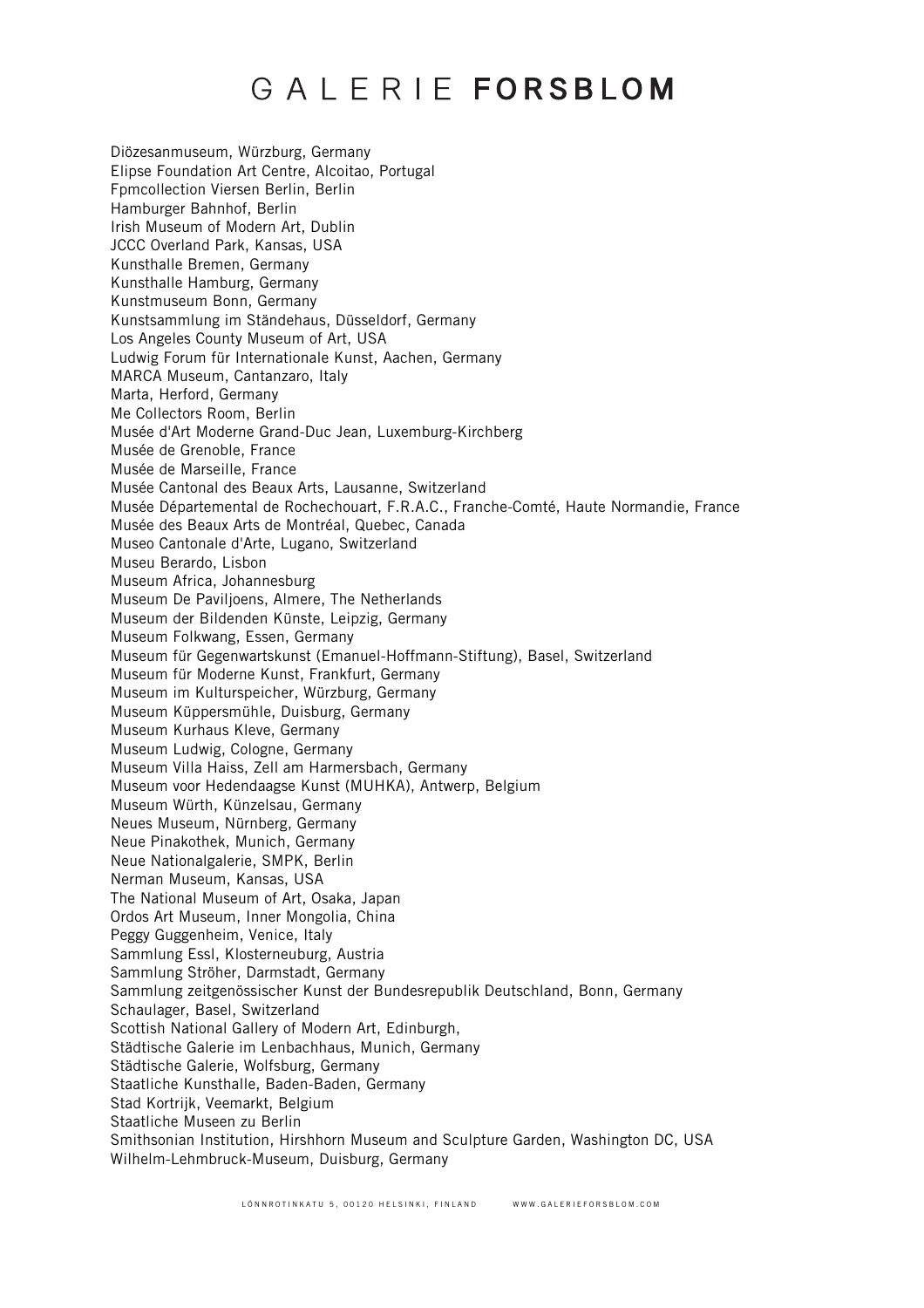Diözesanmuseum, Würzburg, Germany
Elipse Foundation Art Centre, Alcoitao, Portugal
Fpmcollection Viersen Berlin, Berlin
Hamburger Bahnhof, Berlin
Irish Museum of Modern Art, Dublin
JCCC Overland Park, Kansas, USA
Kunsthalle Bremen, Germany
Kunsthalle Hamburg, Germany
Kunstmuseum Bonn, Germany
Kunstsammlung im Ständehaus, Düsseldorf, Germany
Los Angeles County Museum of Art, USA
Ludwig Forum für Internationale Kunst, Aachen, Germany
MARCA Museum, Cantanzaro, Italy
Marta, Herford, Germany
Me Collectors Room, Berlin
Musée d'Art Moderne Grand-Duc Jean, Luxemburg-Kirchberg
Musée de Grenoble, France
Musée de Marseille, France
Musée Cantonal des Beaux Arts, Lausanne, Switzerland
Musée Départemental de Rochechouart, F.R.A.C., Franche-Comté, Haute Normandie, France
Musée des Beaux Arts de Montréal, Quebec, Canada
Museo Cantonale d'Arte, Lugano, Switzerland
Museu Berardo, Lisbon
Museum Africa, Johannesburg
Museum De Paviljoens, Almere, The Netherlands
Museum der Bildenden Künste, Leipzig, Germany
Museum Folkwang, Essen, Germany
Museum für Gegenwartskunst (Emanuel-Hoffmann-Stiftung), Basel, Switzerland
Museum für Moderne Kunst, Frankfurt, Germany
Museum im Kulturspeicher, Würzburg, Germany
Museum Küppersmühle, Duisburg, Germany
Museum Kurhaus Kleve, Germany
Museum Ludwig, Cologne, Germany
Museum Villa Haiss, Zell am Harmersbach, Germany
Museum voor Hedendaagse Kunst (MUHKA), Antwerp, Belgium
Museum Würth, Künzelsau, Germany
Neues Museum, Nürnberg, Germany
Neue Pinakothek, Munich, Germany
Neue Nationalgalerie, SMPK, Berlin
Nerman Museum, Kansas, USA
The National Museum of Art, Osaka, Japan
Ordos Art Museum, Inner Mongolia, China
Peggy Guggenheim, Venice, Italy
Sammlung Essl, Klosterneuburg, Austria
Sammlung Ströher, Darmstadt, Germany
Sammlung zeitgenössischer Kunst der Bundesrepublik Deutschland, Bonn, Germany
Schaulager, Basel, Switzerland
Scottish National Gallery of Modern Art, Edinburgh,
Städtische Galerie im Lenbachhaus, Munich, Germany
Städtische Galerie, Wolfsburg, Germany
Staatliche Kunsthalle, Baden-Baden, Germany
Stad Kortrijk, Veemarkt, Belgium
Staatliche Museen zu Berlin
Smithsonian Institution, Hirshhorn Museum and Sculpture Garden, Washington DC, USA
Wilhelm-Lehmbruck-Museum, Duisburg, Germany